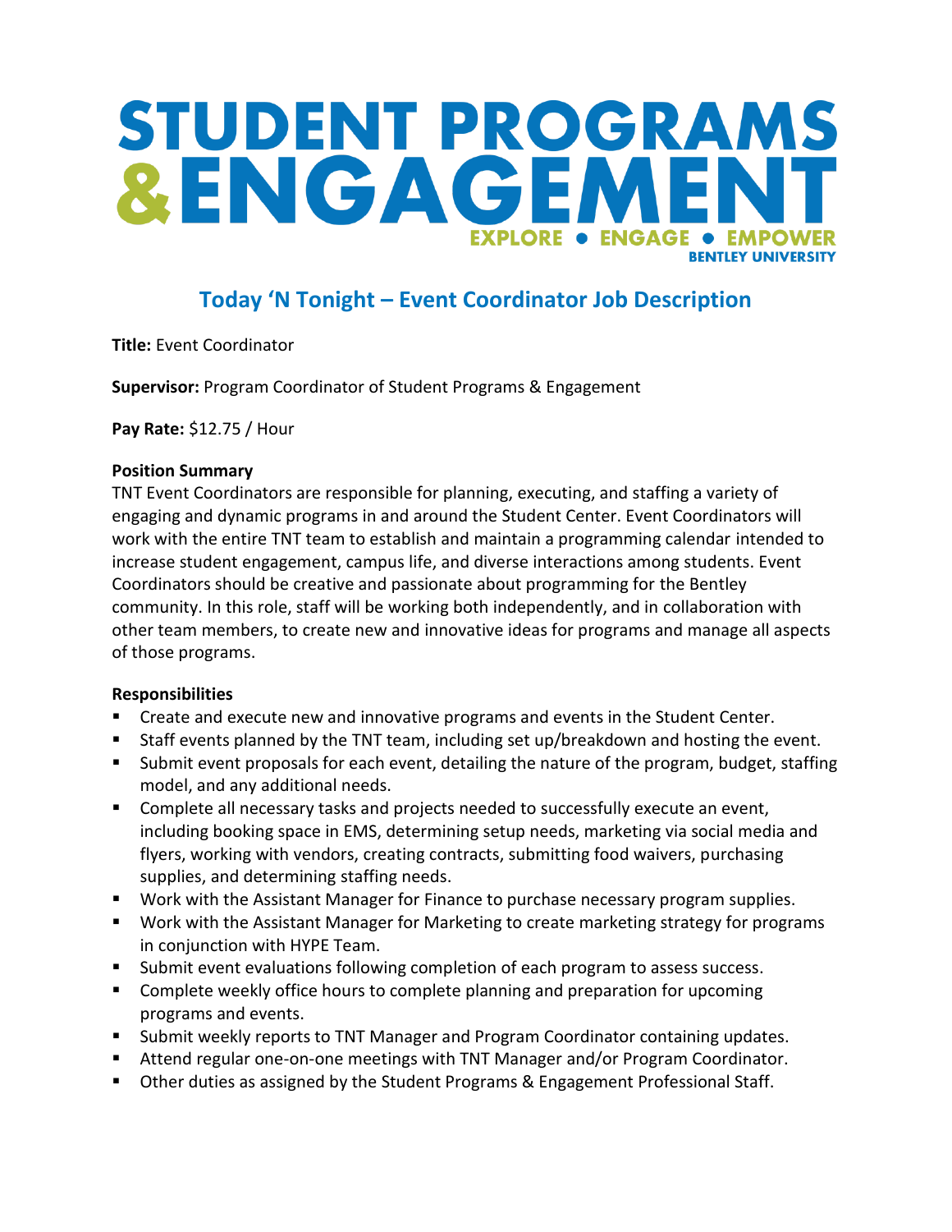# STUDENT PROGRAMS & ENGAGEMENT

EXPLORE • ENGAGE • EMPOWER

BENTLEY UNIVERSITY

## Today 'N Tonight – Event Coordinator Job Description

**Title:** Event Coordinator

**Supervisor:** Program Coordinator of Student Programs & Engagement

**Pay Rate:** $12.75 / Hour

**Position Summary**

TNT Event Coordinators are responsible for planning, executing, and staffing a variety of engaging and dynamic programs in and around the Student Center. Event Coordinators will work with the entire TNT team to establish and maintain a programming calendar intended to increase student engagement, campus life, and diverse interactions among students. Event Coordinators should be creative and passionate about programming for the Bentley community. In this role, staff will be working both independently, and in collaboration with other team members, to create new and innovative ideas for programs and manage all aspects of those programs.

**Responsibilities**

- Create and execute new and innovative programs and events in the Student Center.
- Staff events planned by the TNT team, including set up/breakdown and hosting the event.
- Submit event proposals for each event, detailing the nature of the program, budget, staffing model, and any additional needs.
- Complete all necessary tasks and projects needed to successfully execute an event, including booking space in EMS, determining setup needs, marketing via social media and flyers, working with vendors, creating contracts, submitting food waivers, purchasing supplies, and determining staffing needs.
- Work with the Assistant Manager for Finance to purchase necessary program supplies.
- Work with the Assistant Manager for Marketing to create marketing strategy for programs in conjunction with HYPE Team.
- Submit event evaluations following completion of each program to assess success.
- Complete weekly office hours to complete planning and preparation for upcoming programs and events.
- Submit weekly reports to TNT Manager and Program Coordinator containing updates.
- Attend regular one-on-one meetings with TNT Manager and/or Program Coordinator.
- Other duties as assigned by the Student Programs & Engagement Professional Staff.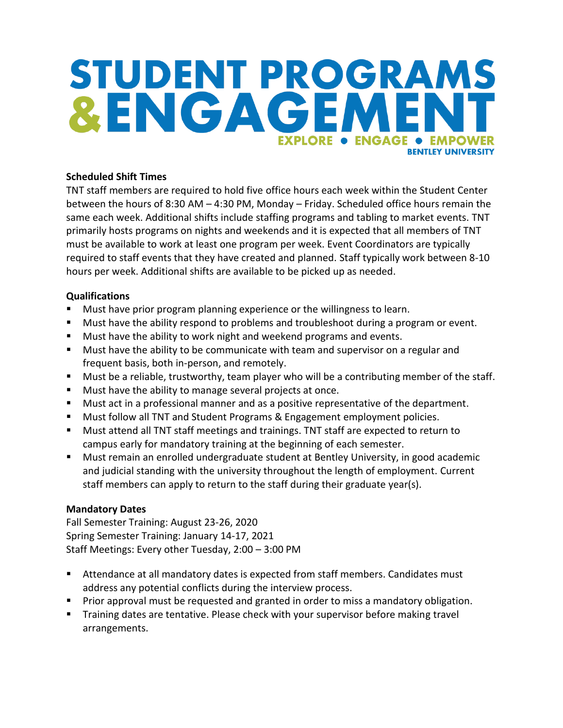# STUDENT PROGRAMS & ENGAGEMENT

EXPLORE • ENGAGE • EMPOWER

BENTLEY UNIVERSITY

**Scheduled Shift Times**

TNT staff members are required to hold five office hours each week within the Student Center between the hours of 8:30 AM – 4:30 PM, Monday – Friday. Scheduled office hours remain the same each week. Additional shifts include staffing programs and tabling to market events. TNT primarily hosts programs on nights and weekends and it is expected that all members of TNT must be available to work at least one program per week. Event Coordinators are typically required to staff events that they have created and planned. Staff typically work between 8-10 hours per week. Additional shifts are available to be picked up as needed.

**Qualifications**

- Must have prior program planning experience or the willingness to learn.
- Must have the ability respond to problems and troubleshoot during a program or event.
- Must have the ability to work night and weekend programs and events.
- Must have the ability to be communicate with team and supervisor on a regular and frequent basis, both in-person, and remotely.
- Must be a reliable, trustworthy, team player who will be a contributing member of the staff.
- Must have the ability to manage several projects at once.
- Must act in a professional manner and as a positive representative of the department.
- Must follow all TNT and Student Programs & Engagement employment policies.
- Must attend all TNT staff meetings and trainings. TNT staff are expected to return to campus early for mandatory training at the beginning of each semester.
- Must remain an enrolled undergraduate student at Bentley University, in good academic and judicial standing with the university throughout the length of employment. Current staff members can apply to return to the staff during their graduate year(s).

**Mandatory Dates**

Fall Semester Training: August 23-26, 2020
Spring Semester Training: January 14-17, 2021
Staff Meetings: Every other Tuesday, 2:00 – 3:00 PM

- Attendance at all mandatory dates is expected from staff members. Candidates must address any potential conflicts during the interview process.
- Prior approval must be requested and granted in order to miss a mandatory obligation.
- Training dates are tentative. Please check with your supervisor before making travel arrangements.